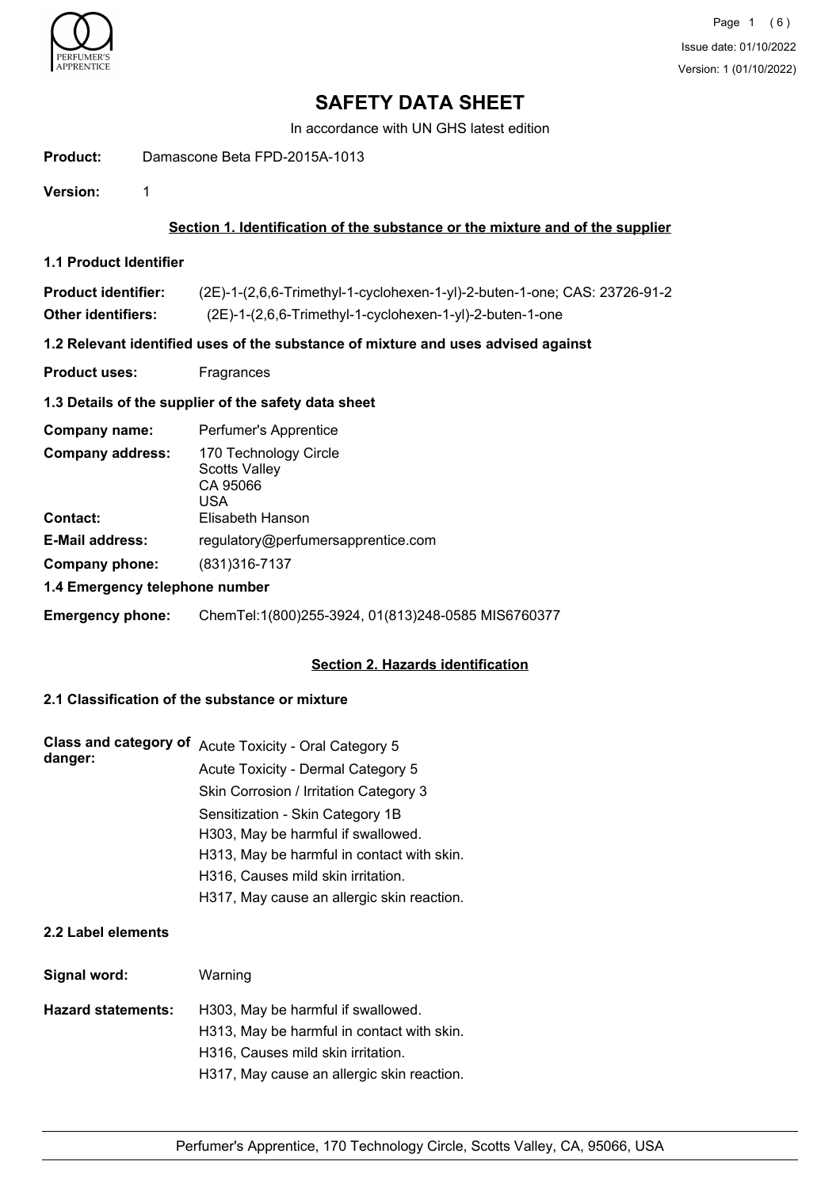# SAFETY DATA SHEET

In accordance with UN GHS latest edition

**Product:** Damascone Beta FPD-2015A-1013

**Version:** 1

## Section 1. Identification of the substance or the mixture and of the supplier

### 1.1 Product Identifier

**Product identifier:** (2E)-1-(2,6,6-Trimethyl-1-cyclohexen-1-yl)-2-buten-1-one; CAS: 23726-91-2

**Other identifiers:** (2E)-1-(2,6,6-Trimethyl-1-cyclohexen-1-yl)-2-buten-1-one

### 1.2 Relevant identified uses of the substance of mixture and uses advised against

**Product uses:** Fragrances

### 1.3 Details of the supplier of the safety data sheet

**Company name:** Perfumer's Apprentice

**Company address:** 170 Technology Circle
Scotts Valley
CA 95066
USA

**Contact:** Elisabeth Hanson

**E-Mail address:** regulatory@perfumersapprentice.com

**Company phone:** (831)316-7137

### 1.4 Emergency telephone number

**Emergency phone:** ChemTel:1(800)255-3924, 01(813)248-0585 MIS6760377

## Section 2. Hazards identification

### 2.1 Classification of the substance or mixture

**Class and category of danger:**
Acute Toxicity - Oral Category 5
Acute Toxicity - Dermal Category 5
Skin Corrosion / Irritation Category 3
Sensitization - Skin Category 1B
H303, May be harmful if swallowed.
H313, May be harmful in contact with skin.
H316, Causes mild skin irritation.
H317, May cause an allergic skin reaction.

### 2.2 Label elements

**Signal word:** Warning

**Hazard statements:**
H303, May be harmful if swallowed.
H313, May be harmful in contact with skin.
H316, Causes mild skin irritation.
H317, May cause an allergic skin reaction.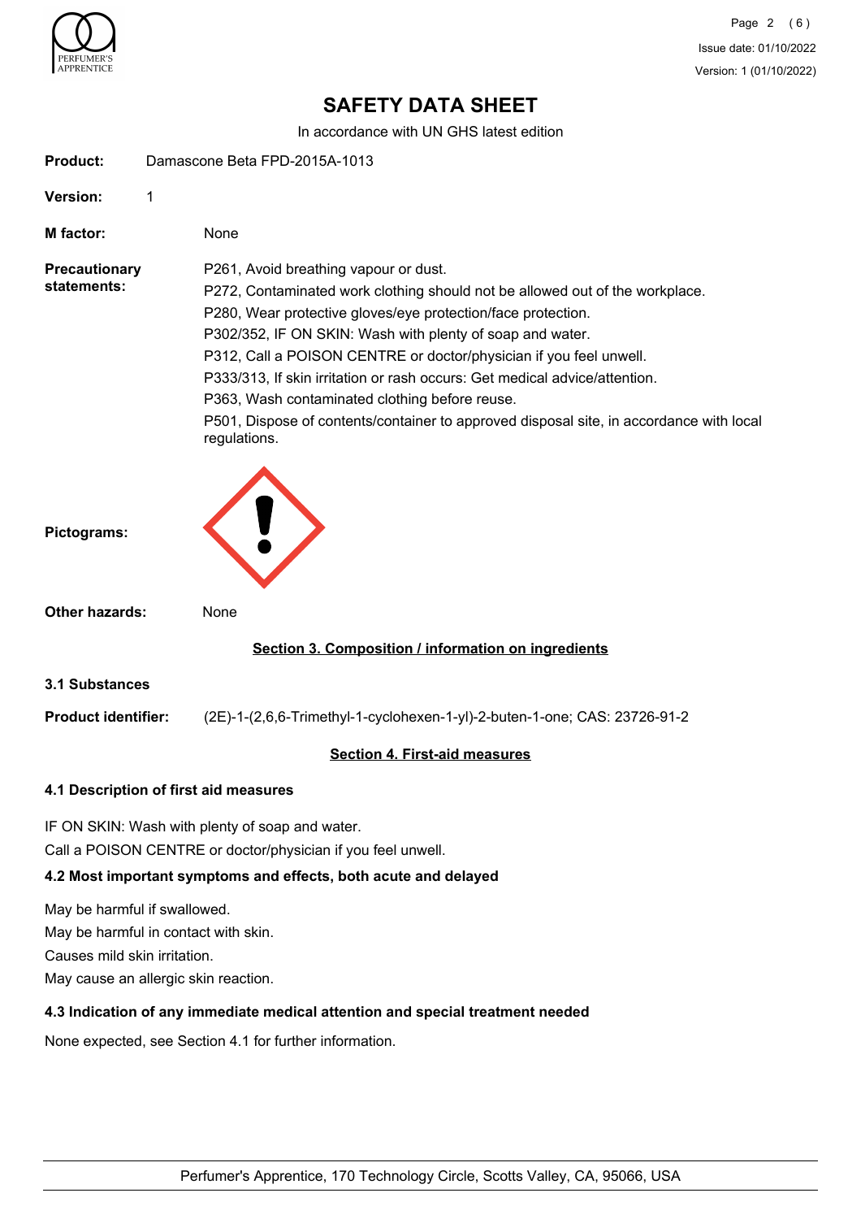# SAFETY DATA SHEET

In accordance with UN GHS latest edition

**Product:** Damascone Beta FPD-2015A-1013

**Version:** 1

**M factor:** None

**Precautionary statements:**

P261, Avoid breathing vapour or dust.
P272, Contaminated work clothing should not be allowed out of the workplace.
P280, Wear protective gloves/eye protection/face protection.
P302/352, IF ON SKIN: Wash with plenty of soap and water.
P312, Call a POISON CENTRE or doctor/physician if you feel unwell.
P333/313, If skin irritation or rash occurs: Get medical advice/attention.
P363, Wash contaminated clothing before reuse.
P501, Dispose of contents/container to approved disposal site, in accordance with local regulations.

**Pictograms:**

**Other hazards:** None

## Section 3. Composition / information on ingredients

### 3.1 Substances

**Product identifier:** (2E)-1-(2,6,6-Trimethyl-1-cyclohexen-1-yl)-2-buten-1-one; CAS: 23726-91-2

## Section 4. First-aid measures

### 4.1 Description of first aid measures

IF ON SKIN: Wash with plenty of soap and water.
Call a POISON CENTRE or doctor/physician if you feel unwell.

### 4.2 Most important symptoms and effects, both acute and delayed

May be harmful if swallowed.
May be harmful in contact with skin.
Causes mild skin irritation.
May cause an allergic skin reaction.

### 4.3 Indication of any immediate medical attention and special treatment needed

None expected, see Section 4.1 for further information.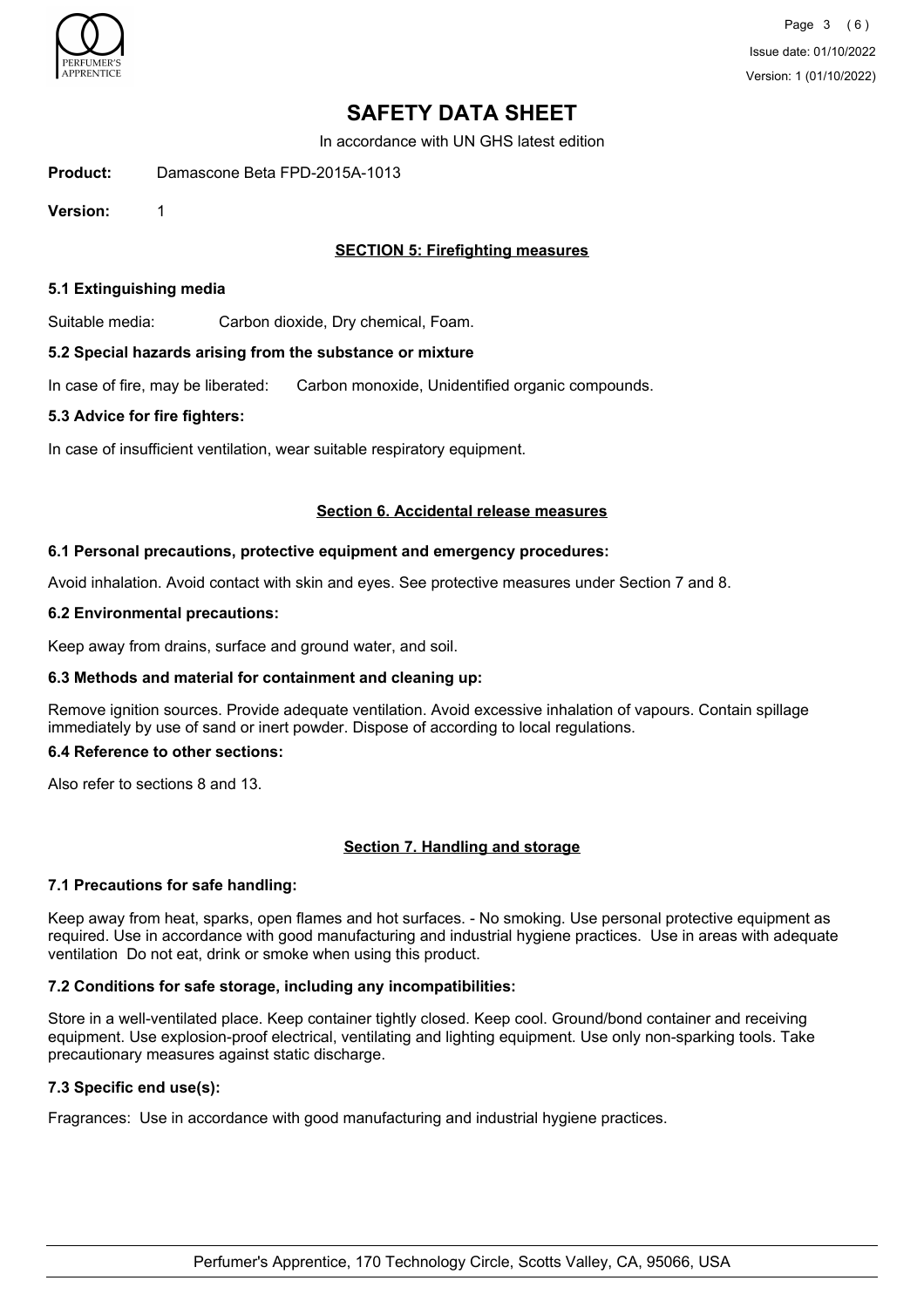# SAFETY DATA SHEET

In accordance with UN GHS latest edition

**Product:** Damascone Beta FPD-2015A-1013

**Version:** 1

## SECTION 5: Firefighting measures

### 5.1 Extinguishing media

Suitable media: Carbon dioxide, Dry chemical, Foam.

### 5.2 Special hazards arising from the substance or mixture

In case of fire, may be liberated: Carbon monoxide, Unidentified organic compounds.

### 5.3 Advice for fire fighters:

In case of insufficient ventilation, wear suitable respiratory equipment.

## Section 6. Accidental release measures

### 6.1 Personal precautions, protective equipment and emergency procedures:

Avoid inhalation. Avoid contact with skin and eyes. See protective measures under Section 7 and 8.

### 6.2 Environmental precautions:

Keep away from drains, surface and ground water, and soil.

### 6.3 Methods and material for containment and cleaning up:

Remove ignition sources. Provide adequate ventilation. Avoid excessive inhalation of vapours. Contain spillage immediately by use of sand or inert powder. Dispose of according to local regulations.

### 6.4 Reference to other sections:

Also refer to sections 8 and 13.

## Section 7. Handling and storage

### 7.1 Precautions for safe handling:

Keep away from heat, sparks, open flames and hot surfaces. - No smoking. Use personal protective equipment as required. Use in accordance with good manufacturing and industrial hygiene practices. Use in areas with adequate ventilation Do not eat, drink or smoke when using this product.

### 7.2 Conditions for safe storage, including any incompatibilities:

Store in a well-ventilated place. Keep container tightly closed. Keep cool. Ground/bond container and receiving equipment. Use explosion-proof electrical, ventilating and lighting equipment. Use only non-sparking tools. Take precautionary measures against static discharge.

### 7.3 Specific end use(s):

Fragrances: Use in accordance with good manufacturing and industrial hygiene practices.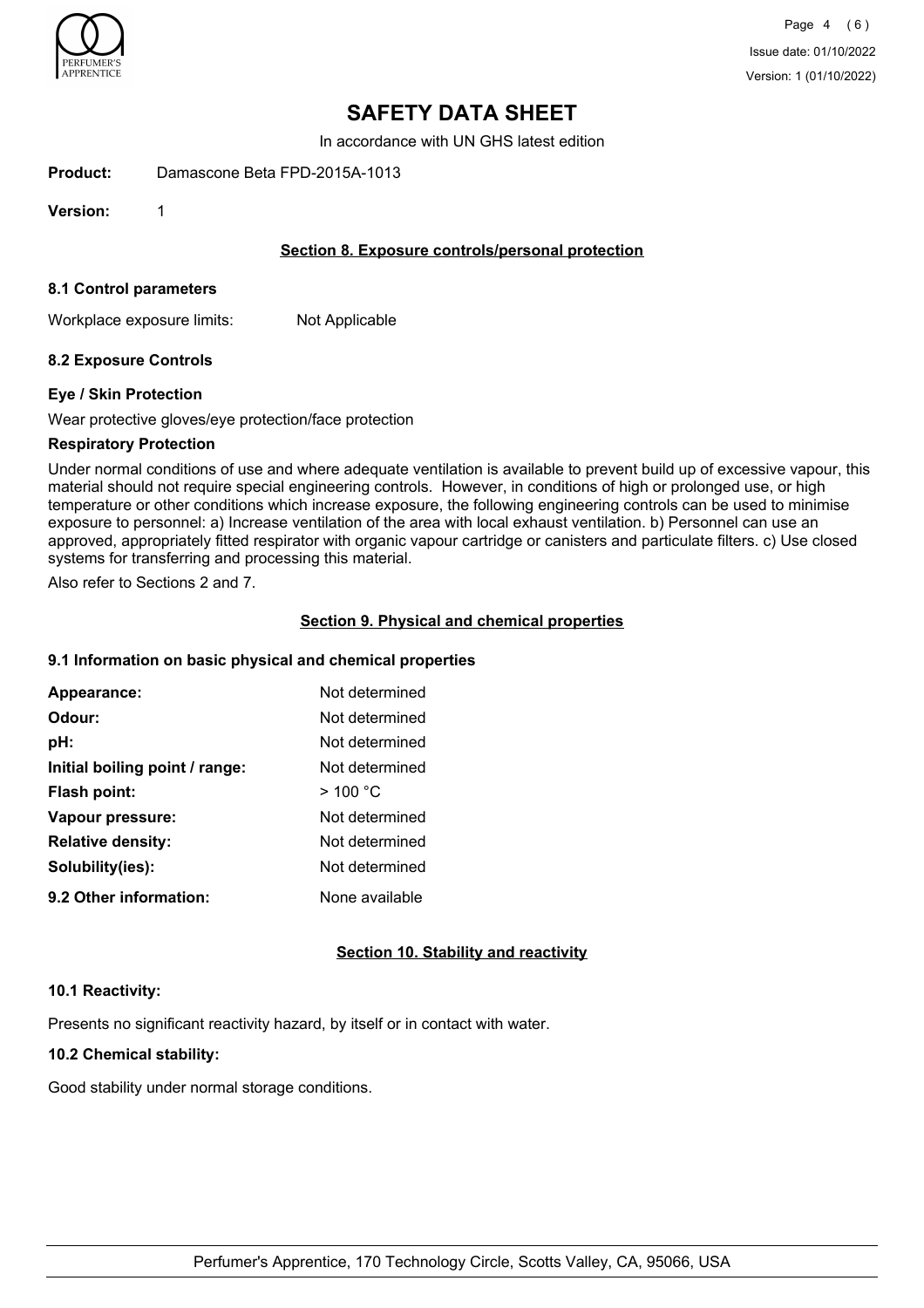# SAFETY DATA SHEET

In accordance with UN GHS latest edition

**Product:** Damascone Beta FPD-2015A-1013

**Version:** 1

## Section 8. Exposure controls/personal protection

### 8.1 Control parameters

Workplace exposure limits: Not Applicable

### 8.2 Exposure Controls

**Eye / Skin Protection**

Wear protective gloves/eye protection/face protection

**Respiratory Protection**

Under normal conditions of use and where adequate ventilation is available to prevent build up of excessive vapour, this material should not require special engineering controls. However, in conditions of high or prolonged use, or high temperature or other conditions which increase exposure, the following engineering controls can be used to minimise exposure to personnel: a) Increase ventilation of the area with local exhaust ventilation. b) Personnel can use an approved, appropriately fitted respirator with organic vapour cartridge or canisters and particulate filters. c) Use closed systems for transferring and processing this material.

Also refer to Sections 2 and 7.

## Section 9. Physical and chemical properties

### 9.1 Information on basic physical and chemical properties

| | |
|---|---|
| **Appearance:** | Not determined |
| **Odour:** | Not determined |
| **pH:** | Not determined |
| **Initial boiling point / range:** | Not determined |
| **Flash point:** | > 100 °C |
| **Vapour pressure:** | Not determined |
| **Relative density:** | Not determined |
| **Solubility(ies):** | Not determined |
| **9.2 Other information:** | None available |

## Section 10. Stability and reactivity

### 10.1 Reactivity:

Presents no significant reactivity hazard, by itself or in contact with water.

### 10.2 Chemical stability:

Good stability under normal storage conditions.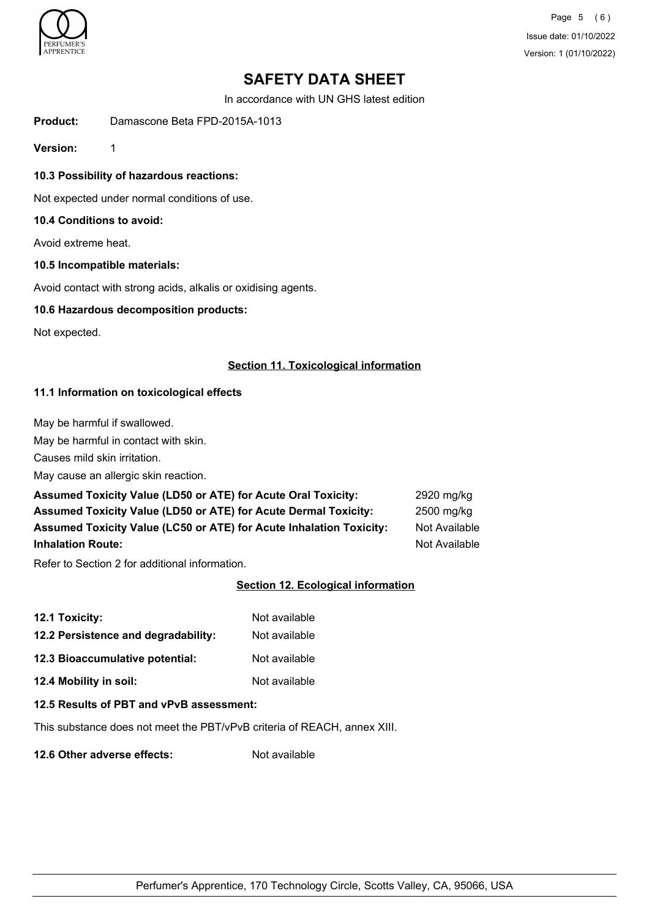# SAFETY DATA SHEET

In accordance with UN GHS latest edition

**Product:** Damascone Beta FPD-2015A-1013

**Version:** 1

### 10.3 Possibility of hazardous reactions:

Not expected under normal conditions of use.

### 10.4 Conditions to avoid:

Avoid extreme heat.

### 10.5 Incompatible materials:

Avoid contact with strong acids, alkalis or oxidising agents.

### 10.6 Hazardous decomposition products:

Not expected.

## Section 11. Toxicological information

### 11.1 Information on toxicological effects

May be harmful if swallowed.
May be harmful in contact with skin.
Causes mild skin irritation.
May cause an allergic skin reaction.

| | |
|---|---|
| **Assumed Toxicity Value (LD50 or ATE) for Acute Oral Toxicity:** | 2920 mg/kg |
| **Assumed Toxicity Value (LD50 or ATE) for Acute Dermal Toxicity:** | 2500 mg/kg |
| **Assumed Toxicity Value (LC50 or ATE) for Acute Inhalation Toxicity:** | Not Available |
| **Inhalation Route:** | Not Available |

Refer to Section 2 for additional information.

## Section 12. Ecological information

| | |
|---|---|
| **12.1 Toxicity:** | Not available |
| **12.2 Persistence and degradability:** | Not available |
| **12.3 Bioaccumulative potential:** | Not available |
| **12.4 Mobility in soil:** | Not available |

### 12.5 Results of PBT and vPvB assessment:

This substance does not meet the PBT/vPvB criteria of REACH, annex XIII.

**12.6 Other adverse effects:** Not available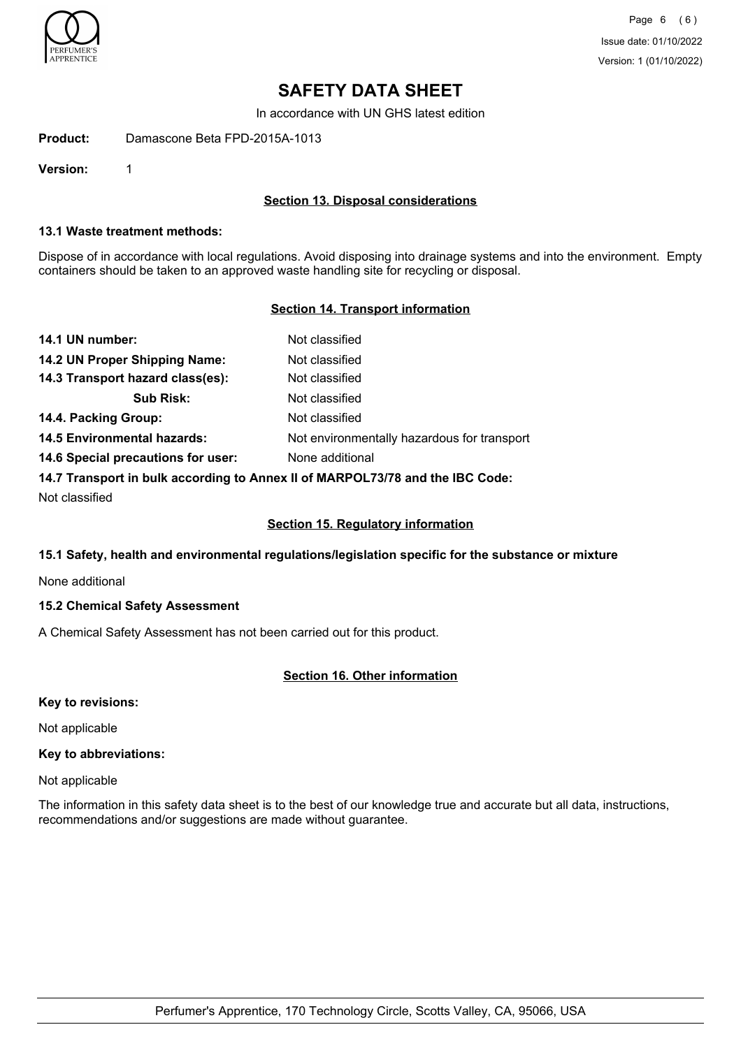# SAFETY DATA SHEET

In accordance with UN GHS latest edition

**Product:** Damascone Beta FPD-2015A-1013

**Version:** 1

## Section 13. Disposal considerations

### 13.1 Waste treatment methods:

Dispose of in accordance with local regulations. Avoid disposing into drainage systems and into the environment. Empty containers should be taken to an approved waste handling site for recycling or disposal.

## Section 14. Transport information

| | |
|---|---|
| **14.1 UN number:** | Not classified |
| **14.2 UN Proper Shipping Name:** | Not classified |
| **14.3 Transport hazard class(es):** | Not classified |
| **Sub Risk:** | Not classified |
| **14.4. Packing Group:** | Not classified |
| **14.5 Environmental hazards:** | Not environmentally hazardous for transport |
| **14.6 Special precautions for user:** | None additional |

**14.7 Transport in bulk according to Annex II of MARPOL73/78 and the IBC Code:**

Not classified

## Section 15. Regulatory information

### 15.1 Safety, health and environmental regulations/legislation specific for the substance or mixture

None additional

### 15.2 Chemical Safety Assessment

A Chemical Safety Assessment has not been carried out for this product.

## Section 16. Other information

**Key to revisions:**

Not applicable

**Key to abbreviations:**

Not applicable

The information in this safety data sheet is to the best of our knowledge true and accurate but all data, instructions, recommendations and/or suggestions are made without guarantee.